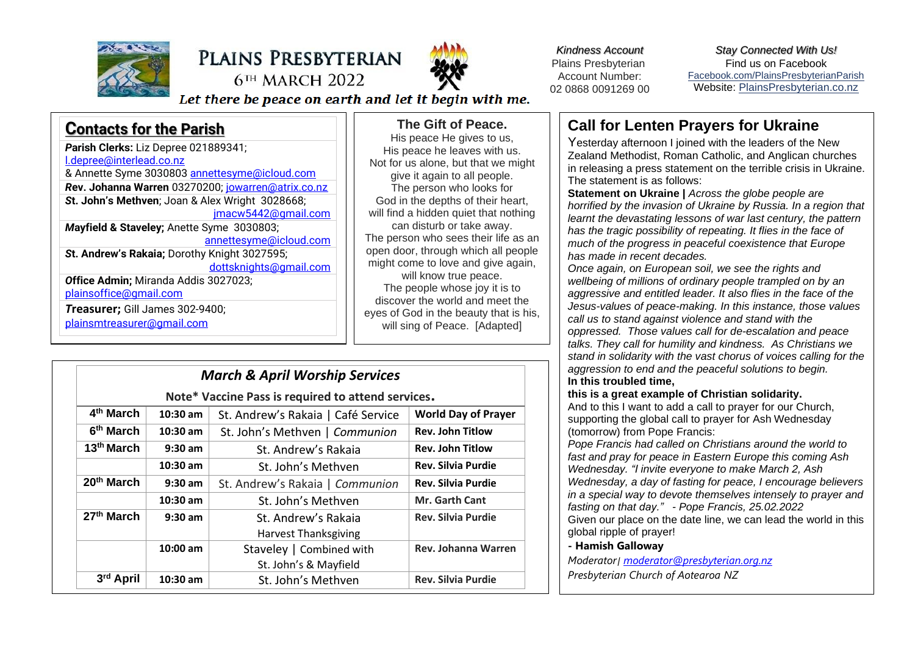# Plains Presbyterian

6TH MARCH 2022

*Let there be peace on earth and let it begin with me.*

*Kindness Account*
Plains Presbyterian
Account Number:
02 0868 0091269 00

*Stay Connected With Us!*
Find us on Facebook
Facebook.com/PlainsPresbyterianParish
Website: PlainsPresbyterian.co.nz

## Contacts for the Parish

**Parish Clerks:** Liz Depree 021889341; l.depree@interlead.co.nz
& Annette Syme 3030803 annettesyme@icloud.com

**Rev. Johanna Warren** 03270200; jowarren@atrix.co.nz

**St. John's Methven**; Joan & Alex Wright 3028668; jmacw5442@gmail.com

**Mayfield & Staveley;** Anette Syme 3030803; annettesyme@icloud.com

**St. Andrew's Rakaia;** Dorothy Knight 3027595; dottsknights@gmail.com

**Office Admin;** Miranda Addis 3027023; plainsoffice@gmail.com

**Treasurer;** Gill James 302-9400; plainsmtreasurer@gmail.com

## The Gift of Peace.

His peace He gives to us,
His peace he leaves with us.
Not for us alone, but that we might give it again to all people.
The person who looks for God in the depths of their heart, will find a hidden quiet that nothing can disturb or take away.
The person who sees their life as an open door, through which all people might come to love and give again, will know true peace.
The people whose joy it is to discover the world and meet the eyes of God in the beauty that is his, will sing of Peace. [Adapted]

## *March & April Worship Services*

Note* Vaccine Pass is required to attend services.

| Date | Time | Service | Leader |
|---|---|---|---|
| 4th March | 10:30 am | St. Andrew's Rakaia \| Café Service | World Day of Prayer |
| 6th March | 10:30 am | St. John's Methven \| *Communion* | Rev. John Titlow |
| 13th March | 9:30 am | St. Andrew's Rakaia | Rev. John Titlow |
| | 10:30 am | St. John's Methven | Rev. Silvia Purdie |
| 20th March | 9:30 am | St. Andrew's Rakaia \| *Communion* | Rev. Silvia Purdie |
| | 10:30 am | St. John's Methven | Mr. Garth Cant |
| 27th March | 9:30 am | St. Andrew's Rakaia Harvest Thanksgiving | Rev. Silvia Purdie |
| | 10:00 am | Staveley \| Combined with St. John's & Mayfield | Rev. Johanna Warren |
| 3rd April | 10:30 am | St. John's Methven | Rev. Silvia Purdie |

## Call for Lenten Prayers for Ukraine

Yesterday afternoon I joined with the leaders of the New Zealand Methodist, Roman Catholic, and Anglican churches in releasing a press statement on the terrible crisis in Ukraine. The statement is as follows:

**Statement on Ukraine |** *Across the globe people are horrified by the invasion of Ukraine by Russia. In a region that learnt the devastating lessons of war last century, the pattern has the tragic possibility of repeating. It flies in the face of much of the progress in peaceful coexistence that Europe has made in recent decades.*

*Once again, on European soil, we see the rights and wellbeing of millions of ordinary people trampled on by an aggressive and entitled leader. It also flies in the face of the Jesus-values of peace-making. In this instance, those values call us to stand against violence and stand with the oppressed. Those values call for de-escalation and peace talks. They call for humility and kindness. As Christians we stand in solidarity with the vast chorus of voices calling for the aggression to end and the peaceful solutions to begin.*

**In this troubled time,**
**this is a great example of Christian solidarity.**

And to this I want to add a call to prayer for our Church, supporting the global call to prayer for Ash Wednesday (tomorrow) from Pope Francis:

*Pope Francis had called on Christians around the world to fast and pray for peace in Eastern Europe this coming Ash Wednesday. "I invite everyone to make March 2, Ash Wednesday, a day of fasting for peace, I encourage believers in a special way to devote themselves intensely to prayer and fasting on that day." - Pope Francis, 25.02.2022*

Given our place on the date line, we can lead the world in this global ripple of prayer!

**- Hamish Galloway**

*Moderator| moderator@presbyterian.org.nz*

*Presbyterian Church of Aotearoa NZ*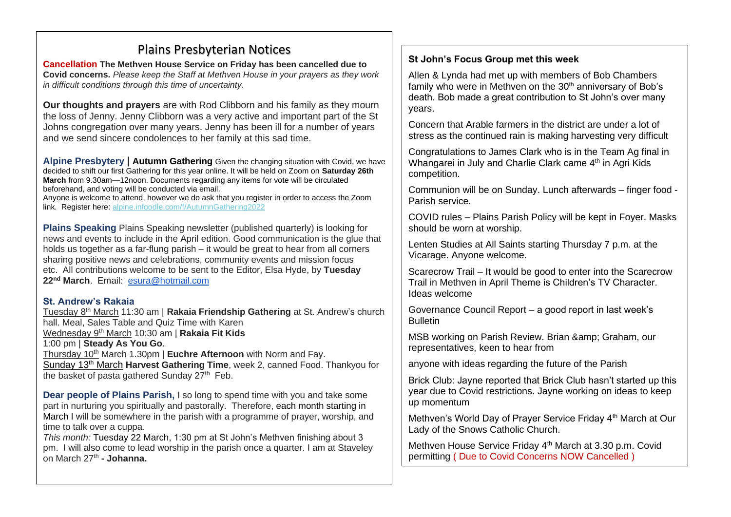# Plains Presbyterian Notices

**Cancellation The Methven House Service on Friday has been cancelled due to Covid concerns.** *Please keep the Staff at Methven House in your prayers as they work in difficult conditions through this time of uncertainty.*

**Our thoughts and prayers** are with Rod Clibborn and his family as they mourn the loss of Jenny. Jenny Clibborn was a very active and important part of the St Johns congregation over many years. Jenny has been ill for a number of years and we send sincere condolences to her family at this sad time.

**Alpine Presbytery | Autumn Gathering** Given the changing situation with Covid, we have decided to shift our first Gathering for this year online. It will be held on Zoom on **Saturday 26th March** from 9.30am—12noon. Documents regarding any items for vote will be circulated beforehand, and voting will be conducted via email.
Anyone is welcome to attend, however we do ask that you register in order to access the Zoom link. Register here: alpine.infoodle.com/f/AutumnGathering2022

**Plains Speaking** Plains Speaking newsletter (published quarterly) is looking for news and events to include in the April edition. Good communication is the glue that holds us together as a far-flung parish – it would be great to hear from all corners sharing positive news and celebrations, community events and mission focus etc. All contributions welcome to be sent to the Editor, Elsa Hyde, by **Tuesday 22nd March**. Email: esura@hotmail.com

**St. Andrew's Rakaia**
Tuesday 8th March 11:30 am | **Rakaia Friendship Gathering** at St. Andrew's church hall. Meal, Sales Table and Quiz Time with Karen
Wednesday 9th March 10:30 am | **Rakaia Fit Kids**
1:00 pm | **Steady As You Go**.
Thursday 10th March 1.30pm | **Euchre Afternoon** with Norm and Fay.
Sunday 13th March **Harvest Gathering Time**, week 2, canned Food. Thankyou for the basket of pasta gathered Sunday 27th Feb.

**Dear people of Plains Parish,** I so long to spend time with you and take some part in nurturing you spiritually and pastorally. Therefore, each month starting in March I will be somewhere in the parish with a programme of prayer, worship, and time to talk over a cuppa.
*This month:* Tuesday 22 March, 1:30 pm at St John's Methven finishing about 3 pm. I will also come to lead worship in the parish once a quarter. I am at Staveley on March 27th **- Johanna.**

**St John's Focus Group met this week**

Allen & Lynda had met up with members of Bob Chambers family who were in Methven on the 30th anniversary of Bob's death. Bob made a great contribution to St John's over many years.

Concern that Arable farmers in the district are under a lot of stress as the continued rain is making harvesting very difficult

Congratulations to James Clark who is in the Team Ag final in Whangarei in July and Charlie Clark came 4th in Agri Kids competition.

Communion will be on Sunday. Lunch afterwards – finger food - Parish service.

COVID rules – Plains Parish Policy will be kept in Foyer. Masks should be worn at worship.

Lenten Studies at All Saints starting Thursday 7 p.m. at the Vicarage. Anyone welcome.

Scarecrow Trail – It would be good to enter into the Scarecrow Trail in Methven in April Theme is Children's TV Character. Ideas welcome

Governance Council Report – a good report in last week's Bulletin

MSB working on Parish Review. Brian &amp; Graham, our representatives, keen to hear from

anyone with ideas regarding the future of the Parish

Brick Club: Jayne reported that Brick Club hasn't started up this year due to Covid restrictions. Jayne working on ideas to keep up momentum

Methven's World Day of Prayer Service Friday 4th March at Our Lady of the Snows Catholic Church.

Methven House Service Friday 4th March at 3.30 p.m. Covid permitting ( Due to Covid Concerns NOW Cancelled )